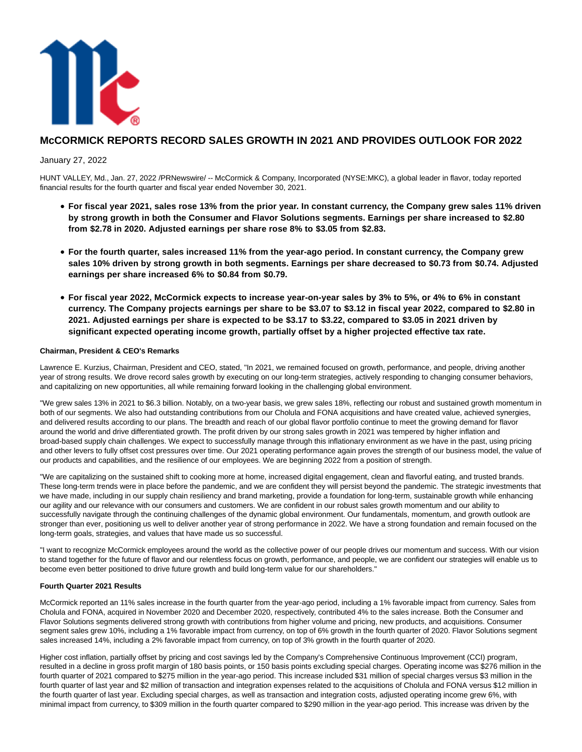# McCORMICK REPORTS RECORD SALES GROWTH IN 2021 AND PROVIDES OUTLOOK FOR 2022

January 27, 2022

HUNT VALLEY, Md., Jan. 27, 2022 /PRNewswire/ -- McCormick & Company, Incorporated (NYSE:MKC), a global leader in flavor, today reported financial results for the fourth quarter and fiscal year ended November 30, 2021.

- **For fiscal year 2021, sales rose 13% from the prior year. In constant currency, the Company grew sales 11% driven by strong growth in both the Consumer and Flavor Solutions segments. Earnings per share increased to $2.80 from $2.78 in 2020. Adjusted earnings per share rose 8% to $3.05 from $2.83.**
- **For the fourth quarter, sales increased 11% from the year-ago period. In constant currency, the Company grew sales 10% driven by strong growth in both segments. Earnings per share decreased to $0.73 from $0.74. Adjusted earnings per share increased 6% to $0.84 from $0.79.**
- **For fiscal year 2022, McCormick expects to increase year-on-year sales by 3% to 5%, or 4% to 6% in constant currency. The Company projects earnings per share to be $3.07 to $3.12 in fiscal year 2022, compared to $2.80 in 2021. Adjusted earnings per share is expected to be $3.17 to $3.22, compared to $3.05 in 2021 driven by significant expected operating income growth, partially offset by a higher projected effective tax rate.**

**Chairman, President & CEO's Remarks**

Lawrence E. Kurzius, Chairman, President and CEO, stated, "In 2021, we remained focused on growth, performance, and people, driving another year of strong results. We drove record sales growth by executing on our long-term strategies, actively responding to changing consumer behaviors, and capitalizing on new opportunities, all while remaining forward looking in the challenging global environment.

"We grew sales 13% in 2021 to $6.3 billion. Notably, on a two-year basis, we grew sales 18%, reflecting our robust and sustained growth momentum in both of our segments. We also had outstanding contributions from our Cholula and FONA acquisitions and have created value, achieved synergies, and delivered results according to our plans. The breadth and reach of our global flavor portfolio continue to meet the growing demand for flavor around the world and drive differentiated growth. The profit driven by our strong sales growth in 2021 was tempered by higher inflation and broad-based supply chain challenges. We expect to successfully manage through this inflationary environment as we have in the past, using pricing and other levers to fully offset cost pressures over time. Our 2021 operating performance again proves the strength of our business model, the value of our products and capabilities, and the resilience of our employees. We are beginning 2022 from a position of strength.

"We are capitalizing on the sustained shift to cooking more at home, increased digital engagement, clean and flavorful eating, and trusted brands. These long-term trends were in place before the pandemic, and we are confident they will persist beyond the pandemic. The strategic investments that we have made, including in our supply chain resiliency and brand marketing, provide a foundation for long-term, sustainable growth while enhancing our agility and our relevance with our consumers and customers. We are confident in our robust sales growth momentum and our ability to successfully navigate through the continuing challenges of the dynamic global environment. Our fundamentals, momentum, and growth outlook are stronger than ever, positioning us well to deliver another year of strong performance in 2022. We have a strong foundation and remain focused on the long-term goals, strategies, and values that have made us so successful.

"I want to recognize McCormick employees around the world as the collective power of our people drives our momentum and success. With our vision to stand together for the future of flavor and our relentless focus on growth, performance, and people, we are confident our strategies will enable us to become even better positioned to drive future growth and build long-term value for our shareholders."

**Fourth Quarter 2021 Results**

McCormick reported an 11% sales increase in the fourth quarter from the year-ago period, including a 1% favorable impact from currency. Sales from Cholula and FONA, acquired in November 2020 and December 2020, respectively, contributed 4% to the sales increase. Both the Consumer and Flavor Solutions segments delivered strong growth with contributions from higher volume and pricing, new products, and acquisitions. Consumer segment sales grew 10%, including a 1% favorable impact from currency, on top of 6% growth in the fourth quarter of 2020. Flavor Solutions segment sales increased 14%, including a 2% favorable impact from currency, on top of 3% growth in the fourth quarter of 2020.

Higher cost inflation, partially offset by pricing and cost savings led by the Company's Comprehensive Continuous Improvement (CCI) program, resulted in a decline in gross profit margin of 180 basis points, or 150 basis points excluding special charges. Operating income was $276 million in the fourth quarter of 2021 compared to $275 million in the year-ago period. This increase included $31 million of special charges versus $3 million in the fourth quarter of last year and $2 million of transaction and integration expenses related to the acquisitions of Cholula and FONA versus $12 million in the fourth quarter of last year. Excluding special charges, as well as transaction and integration costs, adjusted operating income grew 6%, with minimal impact from currency, to $309 million in the fourth quarter compared to $290 million in the year-ago period. This increase was driven by the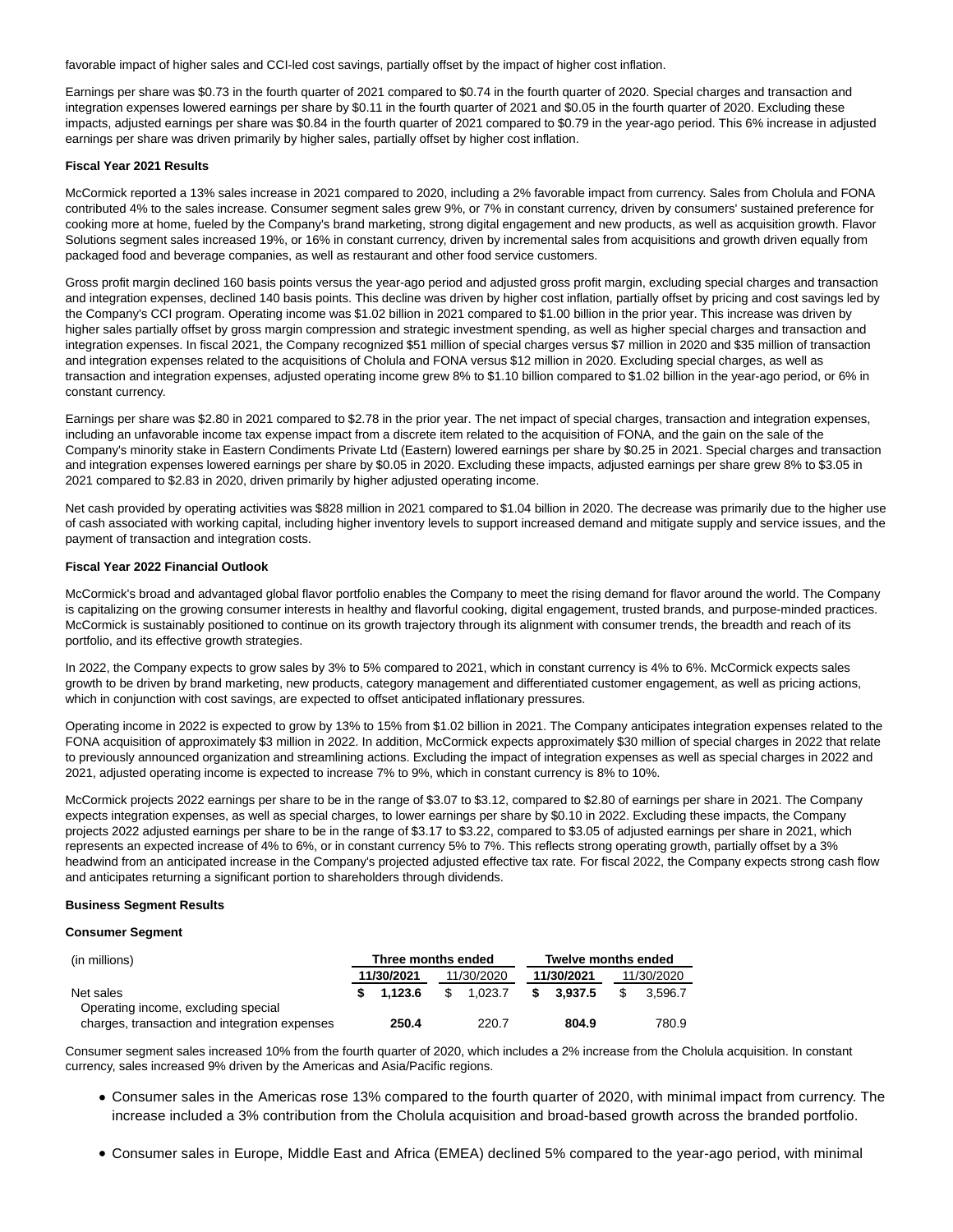favorable impact of higher sales and CCI-led cost savings, partially offset by the impact of higher cost inflation.

Earnings per share was $0.73 in the fourth quarter of 2021 compared to $0.74 in the fourth quarter of 2020. Special charges and transaction and integration expenses lowered earnings per share by $0.11 in the fourth quarter of 2021 and $0.05 in the fourth quarter of 2020. Excluding these impacts, adjusted earnings per share was $0.84 in the fourth quarter of 2021 compared to $0.79 in the year-ago period. This 6% increase in adjusted earnings per share was driven primarily by higher sales, partially offset by higher cost inflation.

**Fiscal Year 2021 Results**

McCormick reported a 13% sales increase in 2021 compared to 2020, including a 2% favorable impact from currency. Sales from Cholula and FONA contributed 4% to the sales increase. Consumer segment sales grew 9%, or 7% in constant currency, driven by consumers' sustained preference for cooking more at home, fueled by the Company's brand marketing, strong digital engagement and new products, as well as acquisition growth. Flavor Solutions segment sales increased 19%, or 16% in constant currency, driven by incremental sales from acquisitions and growth driven equally from packaged food and beverage companies, as well as restaurant and other food service customers.

Gross profit margin declined 160 basis points versus the year-ago period and adjusted gross profit margin, excluding special charges and transaction and integration expenses, declined 140 basis points. This decline was driven by higher cost inflation, partially offset by pricing and cost savings led by the Company's CCI program. Operating income was $1.02 billion in 2021 compared to $1.00 billion in the prior year. This increase was driven by higher sales partially offset by gross margin compression and strategic investment spending, as well as higher special charges and transaction and integration expenses. In fiscal 2021, the Company recognized $51 million of special charges versus $7 million in 2020 and $35 million of transaction and integration expenses related to the acquisitions of Cholula and FONA versus $12 million in 2020. Excluding special charges, as well as transaction and integration expenses, adjusted operating income grew 8% to $1.10 billion compared to $1.02 billion in the year-ago period, or 6% in constant currency.

Earnings per share was $2.80 in 2021 compared to $2.78 in the prior year. The net impact of special charges, transaction and integration expenses, including an unfavorable income tax expense impact from a discrete item related to the acquisition of FONA, and the gain on the sale of the Company's minority stake in Eastern Condiments Private Ltd (Eastern) lowered earnings per share by $0.25 in 2021. Special charges and transaction and integration expenses lowered earnings per share by $0.05 in 2020. Excluding these impacts, adjusted earnings per share grew 8% to $3.05 in 2021 compared to $2.83 in 2020, driven primarily by higher adjusted operating income.

Net cash provided by operating activities was $828 million in 2021 compared to $1.04 billion in 2020. The decrease was primarily due to the higher use of cash associated with working capital, including higher inventory levels to support increased demand and mitigate supply and service issues, and the payment of transaction and integration costs.

**Fiscal Year 2022 Financial Outlook**

McCormick's broad and advantaged global flavor portfolio enables the Company to meet the rising demand for flavor around the world. The Company is capitalizing on the growing consumer interests in healthy and flavorful cooking, digital engagement, trusted brands, and purpose-minded practices. McCormick is sustainably positioned to continue on its growth trajectory through its alignment with consumer trends, the breadth and reach of its portfolio, and its effective growth strategies.

In 2022, the Company expects to grow sales by 3% to 5% compared to 2021, which in constant currency is 4% to 6%. McCormick expects sales growth to be driven by brand marketing, new products, category management and differentiated customer engagement, as well as pricing actions, which in conjunction with cost savings, are expected to offset anticipated inflationary pressures.

Operating income in 2022 is expected to grow by 13% to 15% from $1.02 billion in 2021. The Company anticipates integration expenses related to the FONA acquisition of approximately $3 million in 2022. In addition, McCormick expects approximately $30 million of special charges in 2022 that relate to previously announced organization and streamlining actions. Excluding the impact of integration expenses as well as special charges in 2022 and 2021, adjusted operating income is expected to increase 7% to 9%, which in constant currency is 8% to 10%.

McCormick projects 2022 earnings per share to be in the range of $3.07 to $3.12, compared to $2.80 of earnings per share in 2021. The Company expects integration expenses, as well as special charges, to lower earnings per share by $0.10 in 2022. Excluding these impacts, the Company projects 2022 adjusted earnings per share to be in the range of $3.17 to $3.22, compared to $3.05 of adjusted earnings per share in 2021, which represents an expected increase of 4% to 6%, or in constant currency 5% to 7%. This reflects strong operating growth, partially offset by a 3% headwind from an anticipated increase in the Company's projected adjusted effective tax rate. For fiscal 2022, the Company expects strong cash flow and anticipates returning a significant portion to shareholders through dividends.

**Business Segment Results**

**Consumer Segment**

| (in millions) | Three months ended | | Twelve months ended | |
|---|---|---|---|---|
| | **11/30/2021** | 11/30/2020 | **11/30/2021** | 11/30/2020 |
| Net sales | **$ 1,123.6** | $ 1,023.7 | **$ 3,937.5** | $ 3,596.7 |
| Operating income, excluding special charges, transaction and integration expenses | **250.4** | 220.7 | **804.9** | 780.9 |

Consumer segment sales increased 10% from the fourth quarter of 2020, which includes a 2% increase from the Cholula acquisition. In constant currency, sales increased 9% driven by the Americas and Asia/Pacific regions.

- Consumer sales in the Americas rose 13% compared to the fourth quarter of 2020, with minimal impact from currency. The increase included a 3% contribution from the Cholula acquisition and broad-based growth across the branded portfolio.
- Consumer sales in Europe, Middle East and Africa (EMEA) declined 5% compared to the year-ago period, with minimal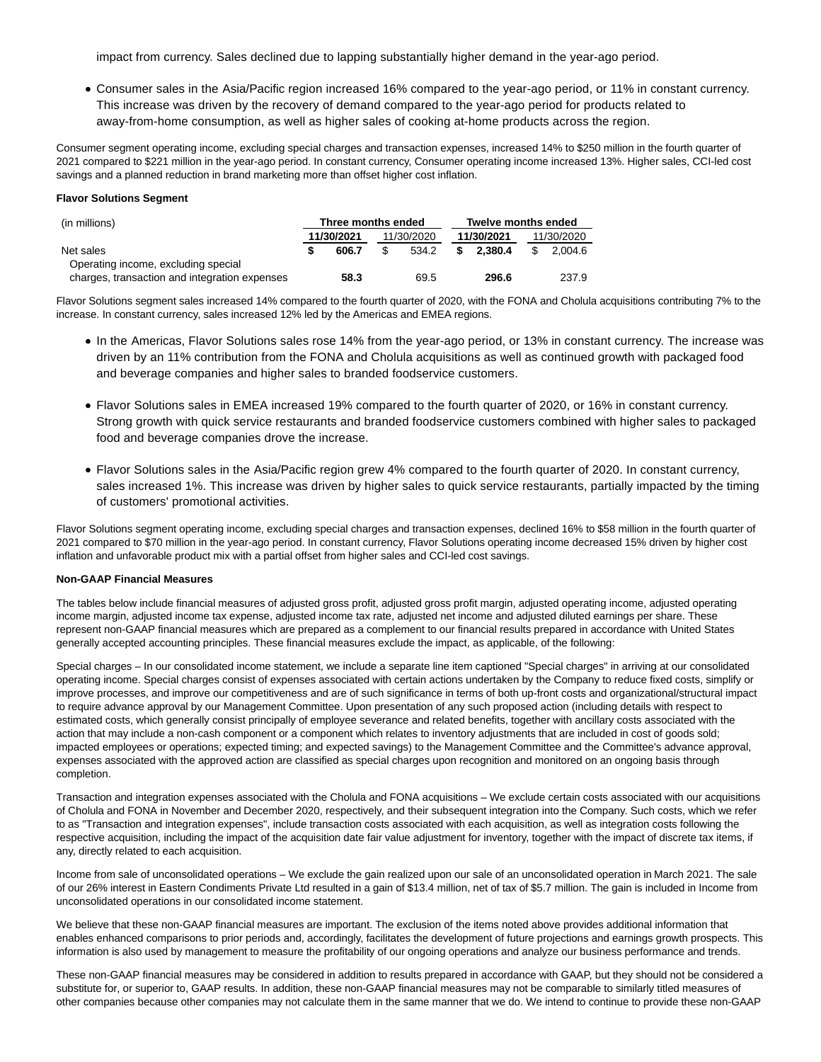impact from currency. Sales declined due to lapping substantially higher demand in the year-ago period.

- Consumer sales in the Asia/Pacific region increased 16% compared to the year-ago period, or 11% in constant currency. This increase was driven by the recovery of demand compared to the year-ago period for products related to away-from-home consumption, as well as higher sales of cooking at-home products across the region.

Consumer segment operating income, excluding special charges and transaction expenses, increased 14% to $250 million in the fourth quarter of 2021 compared to $221 million in the year-ago period. In constant currency, Consumer operating income increased 13%. Higher sales, CCI-led cost savings and a planned reduction in brand marketing more than offset higher cost inflation.

**Flavor Solutions Segment**

| (in millions) | Three months ended | | Twelve months ended | |
|---|---|---|---|---|
| | **11/30/2021** | 11/30/2020 | **11/30/2021** | 11/30/2020 |
| Net sales | **$ 606.7** | $ 534.2 | **$ 2,380.4** | $ 2,004.6 |
| Operating income, excluding special charges, transaction and integration expenses | **58.3** | 69.5 | **296.6** | 237.9 |

Flavor Solutions segment sales increased 14% compared to the fourth quarter of 2020, with the FONA and Cholula acquisitions contributing 7% to the increase. In constant currency, sales increased 12% led by the Americas and EMEA regions.

- In the Americas, Flavor Solutions sales rose 14% from the year-ago period, or 13% in constant currency. The increase was driven by an 11% contribution from the FONA and Cholula acquisitions as well as continued growth with packaged food and beverage companies and higher sales to branded foodservice customers.

- Flavor Solutions sales in EMEA increased 19% compared to the fourth quarter of 2020, or 16% in constant currency. Strong growth with quick service restaurants and branded foodservice customers combined with higher sales to packaged food and beverage companies drove the increase.

- Flavor Solutions sales in the Asia/Pacific region grew 4% compared to the fourth quarter of 2020. In constant currency, sales increased 1%. This increase was driven by higher sales to quick service restaurants, partially impacted by the timing of customers' promotional activities.

Flavor Solutions segment operating income, excluding special charges and transaction expenses, declined 16% to $58 million in the fourth quarter of 2021 compared to $70 million in the year-ago period. In constant currency, Flavor Solutions operating income decreased 15% driven by higher cost inflation and unfavorable product mix with a partial offset from higher sales and CCI-led cost savings.

**Non-GAAP Financial Measures**

The tables below include financial measures of adjusted gross profit, adjusted gross profit margin, adjusted operating income, adjusted operating income margin, adjusted income tax expense, adjusted income tax rate, adjusted net income and adjusted diluted earnings per share. These represent non-GAAP financial measures which are prepared as a complement to our financial results prepared in accordance with United States generally accepted accounting principles. These financial measures exclude the impact, as applicable, of the following:

Special charges – In our consolidated income statement, we include a separate line item captioned "Special charges" in arriving at our consolidated operating income. Special charges consist of expenses associated with certain actions undertaken by the Company to reduce fixed costs, simplify or improve processes, and improve our competitiveness and are of such significance in terms of both up-front costs and organizational/structural impact to require advance approval by our Management Committee. Upon presentation of any such proposed action (including details with respect to estimated costs, which generally consist principally of employee severance and related benefits, together with ancillary costs associated with the action that may include a non-cash component or a component which relates to inventory adjustments that are included in cost of goods sold; impacted employees or operations; expected timing; and expected savings) to the Management Committee and the Committee's advance approval, expenses associated with the approved action are classified as special charges upon recognition and monitored on an ongoing basis through completion.

Transaction and integration expenses associated with the Cholula and FONA acquisitions – We exclude certain costs associated with our acquisitions of Cholula and FONA in November and December 2020, respectively, and their subsequent integration into the Company. Such costs, which we refer to as "Transaction and integration expenses", include transaction costs associated with each acquisition, as well as integration costs following the respective acquisition, including the impact of the acquisition date fair value adjustment for inventory, together with the impact of discrete tax items, if any, directly related to each acquisition.

Income from sale of unconsolidated operations – We exclude the gain realized upon our sale of an unconsolidated operation in March 2021. The sale of our 26% interest in Eastern Condiments Private Ltd resulted in a gain of $13.4 million, net of tax of $5.7 million. The gain is included in Income from unconsolidated operations in our consolidated income statement.

We believe that these non-GAAP financial measures are important. The exclusion of the items noted above provides additional information that enables enhanced comparisons to prior periods and, accordingly, facilitates the development of future projections and earnings growth prospects. This information is also used by management to measure the profitability of our ongoing operations and analyze our business performance and trends.

These non-GAAP financial measures may be considered in addition to results prepared in accordance with GAAP, but they should not be considered a substitute for, or superior to, GAAP results. In addition, these non-GAAP financial measures may not be comparable to similarly titled measures of other companies because other companies may not calculate them in the same manner that we do. We intend to continue to provide these non-GAAP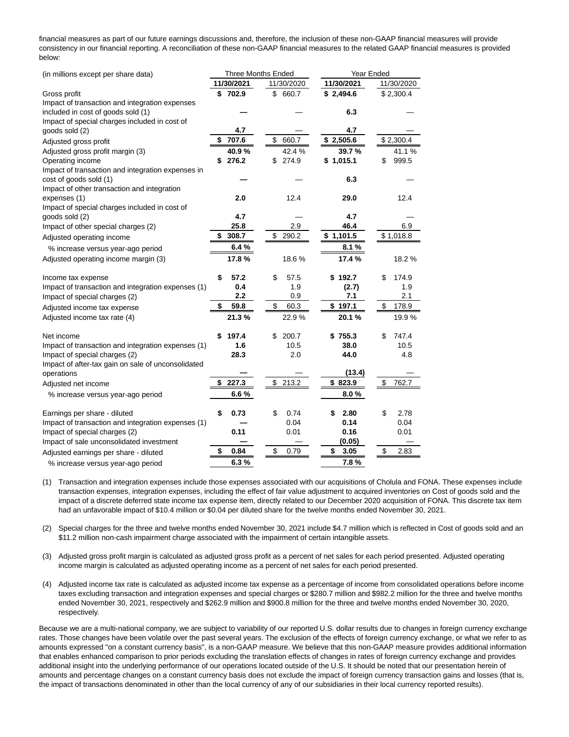financial measures as part of our future earnings discussions and, therefore, the inclusion of these non-GAAP financial measures will provide consistency in our financial reporting. A reconciliation of these non-GAAP financial measures to the related GAAP financial measures is provided below:

| (in millions except per share data) | Three Months Ended | | Year Ended | |
|---|---|---|---|---|
| | **11/30/2021** | 11/30/2020 | **11/30/2021** | 11/30/2020 |
| Gross profit | **$ 702.9** | $ 660.7 | **$ 2,494.6** | $ 2,300.4 |
| Impact of transaction and integration expenses included in cost of goods sold (1) | **—** | — | **6.3** | — |
| Impact of special charges included in cost of goods sold (2) | **4.7** | — | **4.7** | — |
| Adjusted gross profit | **$ 707.6** | $ 660.7 | **$ 2,505.6** | $ 2,300.4 |
| Adjusted gross profit margin (3) | **40.9 %** | 42.4 % | **39.7 %** | 41.1 % |
| Operating income | **$ 276.2** | $ 274.9 | **$ 1,015.1** | $ 999.5 |
| Impact of transaction and integration expenses in cost of goods sold (1) | **—** | — | **6.3** | — |
| Impact of other transaction and integration expenses (1) | **2.0** | 12.4 | **29.0** | 12.4 |
| Impact of special charges included in cost of goods sold (2) | **4.7** | — | **4.7** | — |
| Impact of other special charges (2) | **25.8** | 2.9 | **46.4** | 6.9 |
| Adjusted operating income | **$ 308.7** | $ 290.2 | **$ 1,101.5** | $ 1,018.8 |
| % increase versus year-ago period | **6.4 %** | | **8.1 %** | |
| Adjusted operating income margin (3) | **17.8 %** | 18.6 % | **17.4 %** | 18.2 % |
| | | | | |
| Income tax expense | **$ 57.2** | $ 57.5 | **$ 192.7** | $ 174.9 |
| Impact of transaction and integration expenses (1) | **0.4** | 1.9 | **(2.7)** | 1.9 |
| Impact of special charges (2) | **2.2** | 0.9 | **7.1** | 2.1 |
| Adjusted income tax expense | **$ 59.8** | $ 60.3 | **$ 197.1** | $ 178.9 |
| Adjusted income tax rate (4) | **21.3 %** | 22.9 % | **20.1 %** | 19.9 % |
| | | | | |
| Net income | **$ 197.4** | $ 200.7 | **$ 755.3** | $ 747.4 |
| Impact of transaction and integration expenses (1) | **1.6** | 10.5 | **38.0** | 10.5 |
| Impact of special charges (2) | **28.3** | 2.0 | **44.0** | 4.8 |
| Impact of after-tax gain on sale of unconsolidated operations | **—** | — | **(13.4)** | — |
| Adjusted net income | **$ 227.3** | $ 213.2 | **$ 823.9** | $ 762.7 |
| % increase versus year-ago period | **6.6 %** | | **8.0 %** | |
| | | | | |
| Earnings per share - diluted | **$ 0.73** | $ 0.74 | **$ 2.80** | $ 2.78 |
| Impact of transaction and integration expenses (1) | **—** | 0.04 | **0.14** | 0.04 |
| Impact of special charges (2) | **0.11** | 0.01 | **0.16** | 0.01 |
| Impact of sale unconsolidated investment | **—** | — | **(0.05)** | — |
| Adjusted earnings per share - diluted | **$ 0.84** | $ 0.79 | **$ 3.05** | $ 2.83 |
| % increase versus year-ago period | **6.3 %** | | **7.8 %** | |

(1) Transaction and integration expenses include those expenses associated with our acquisitions of Cholula and FONA. These expenses include transaction expenses, integration expenses, including the effect of fair value adjustment to acquired inventories on Cost of goods sold and the impact of a discrete deferred state income tax expense item, directly related to our December 2020 acquisition of FONA. This discrete tax item had an unfavorable impact of $10.4 million or $0.04 per diluted share for the twelve months ended November 30, 2021.

(2) Special charges for the three and twelve months ended November 30, 2021 include $4.7 million which is reflected in Cost of goods sold and an $11.2 million non-cash impairment charge associated with the impairment of certain intangible assets.

(3) Adjusted gross profit margin is calculated as adjusted gross profit as a percent of net sales for each period presented. Adjusted operating income margin is calculated as adjusted operating income as a percent of net sales for each period presented.

(4) Adjusted income tax rate is calculated as adjusted income tax expense as a percentage of income from consolidated operations before income taxes excluding transaction and integration expenses and special charges or $280.7 million and $982.2 million for the three and twelve months ended November 30, 2021, respectively and $262.9 million and $900.8 million for the three and twelve months ended November 30, 2020, respectively.

Because we are a multi-national company, we are subject to variability of our reported U.S. dollar results due to changes in foreign currency exchange rates. Those changes have been volatile over the past several years. The exclusion of the effects of foreign currency exchange, or what we refer to as amounts expressed "on a constant currency basis", is a non-GAAP measure. We believe that this non-GAAP measure provides additional information that enables enhanced comparison to prior periods excluding the translation effects of changes in rates of foreign currency exchange and provides additional insight into the underlying performance of our operations located outside of the U.S. It should be noted that our presentation herein of amounts and percentage changes on a constant currency basis does not exclude the impact of foreign currency transaction gains and losses (that is, the impact of transactions denominated in other than the local currency of any of our subsidiaries in their local currency reported results).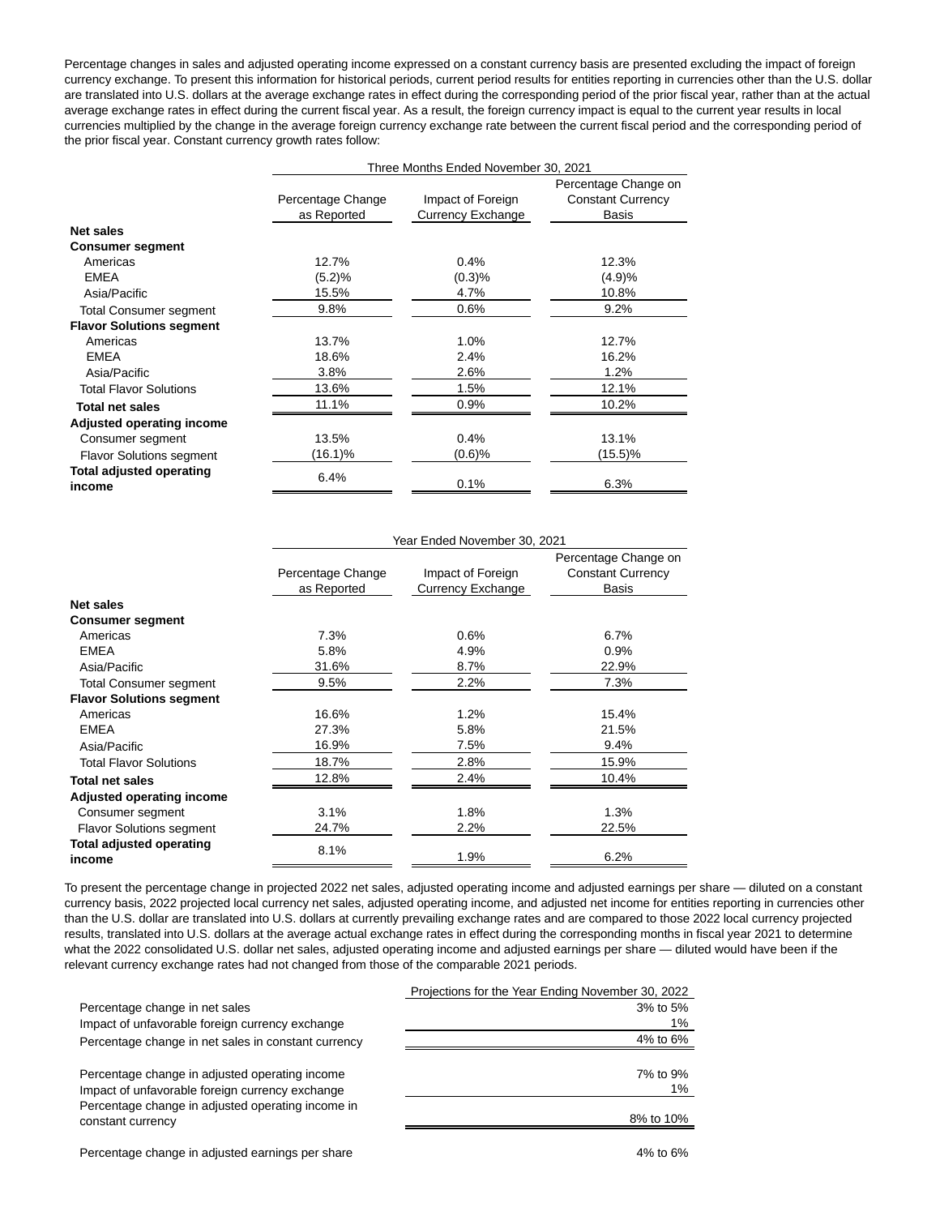Percentage changes in sales and adjusted operating income expressed on a constant currency basis are presented excluding the impact of foreign currency exchange. To present this information for historical periods, current period results for entities reporting in currencies other than the U.S. dollar are translated into U.S. dollars at the average exchange rates in effect during the corresponding period of the prior fiscal year, rather than at the actual average exchange rates in effect during the current fiscal year. As a result, the foreign currency impact is equal to the current year results in local currencies multiplied by the change in the average foreign currency exchange rate between the current fiscal period and the corresponding period of the prior fiscal year. Constant currency growth rates follow:

| | Three Months Ended November 30, 2021 | | |
|---|---|---|---|
| | Percentage Change as Reported | Impact of Foreign Currency Exchange | Percentage Change on Constant Currency Basis |
| **Net sales** | | | |
| **Consumer segment** | | | |
| Americas | 12.7% | 0.4% | 12.3% |
| EMEA | (5.2)% | (0.3)% | (4.9)% |
| Asia/Pacific | 15.5% | 4.7% | 10.8% |
| Total Consumer segment | 9.8% | 0.6% | 9.2% |
| **Flavor Solutions segment** | | | |
| Americas | 13.7% | 1.0% | 12.7% |
| EMEA | 18.6% | 2.4% | 16.2% |
| Asia/Pacific | 3.8% | 2.6% | 1.2% |
| Total Flavor Solutions | 13.6% | 1.5% | 12.1% |
| **Total net sales** | 11.1% | 0.9% | 10.2% |
| **Adjusted operating income** | | | |
| Consumer segment | 13.5% | 0.4% | 13.1% |
| Flavor Solutions segment | (16.1)% | (0.6)% | (15.5)% |
| **Total adjusted operating income** | 6.4% | 0.1% | 6.3% |

| | Year Ended November 30, 2021 | | |
|---|---|---|---|
| | Percentage Change as Reported | Impact of Foreign Currency Exchange | Percentage Change on Constant Currency Basis |
| **Net sales** | | | |
| **Consumer segment** | | | |
| Americas | 7.3% | 0.6% | 6.7% |
| EMEA | 5.8% | 4.9% | 0.9% |
| Asia/Pacific | 31.6% | 8.7% | 22.9% |
| Total Consumer segment | 9.5% | 2.2% | 7.3% |
| **Flavor Solutions segment** | | | |
| Americas | 16.6% | 1.2% | 15.4% |
| EMEA | 27.3% | 5.8% | 21.5% |
| Asia/Pacific | 16.9% | 7.5% | 9.4% |
| Total Flavor Solutions | 18.7% | 2.8% | 15.9% |
| **Total net sales** | 12.8% | 2.4% | 10.4% |
| **Adjusted operating income** | | | |
| Consumer segment | 3.1% | 1.8% | 1.3% |
| Flavor Solutions segment | 24.7% | 2.2% | 22.5% |
| **Total adjusted operating income** | 8.1% | 1.9% | 6.2% |

To present the percentage change in projected 2022 net sales, adjusted operating income and adjusted earnings per share — diluted on a constant currency basis, 2022 projected local currency net sales, adjusted operating income, and adjusted net income for entities reporting in currencies other than the U.S. dollar are translated into U.S. dollars at currently prevailing exchange rates and are compared to those 2022 local currency projected results, translated into U.S. dollars at the average actual exchange rates in effect during the corresponding months in fiscal year 2021 to determine what the 2022 consolidated U.S. dollar net sales, adjusted operating income and adjusted earnings per share — diluted would have been if the relevant currency exchange rates had not changed from those of the comparable 2021 periods.

| | Projections for the Year Ending November 30, 2022 |
|---|---|
| Percentage change in net sales | 3% to 5% |
| Impact of unfavorable foreign currency exchange | 1% |
| Percentage change in net sales in constant currency | 4% to 6% |
| | |
| Percentage change in adjusted operating income | 7% to 9% |
| Impact of unfavorable foreign currency exchange | 1% |
| Percentage change in adjusted operating income in constant currency | 8% to 10% |
| | |
| Percentage change in adjusted earnings per share | 4% to 6% |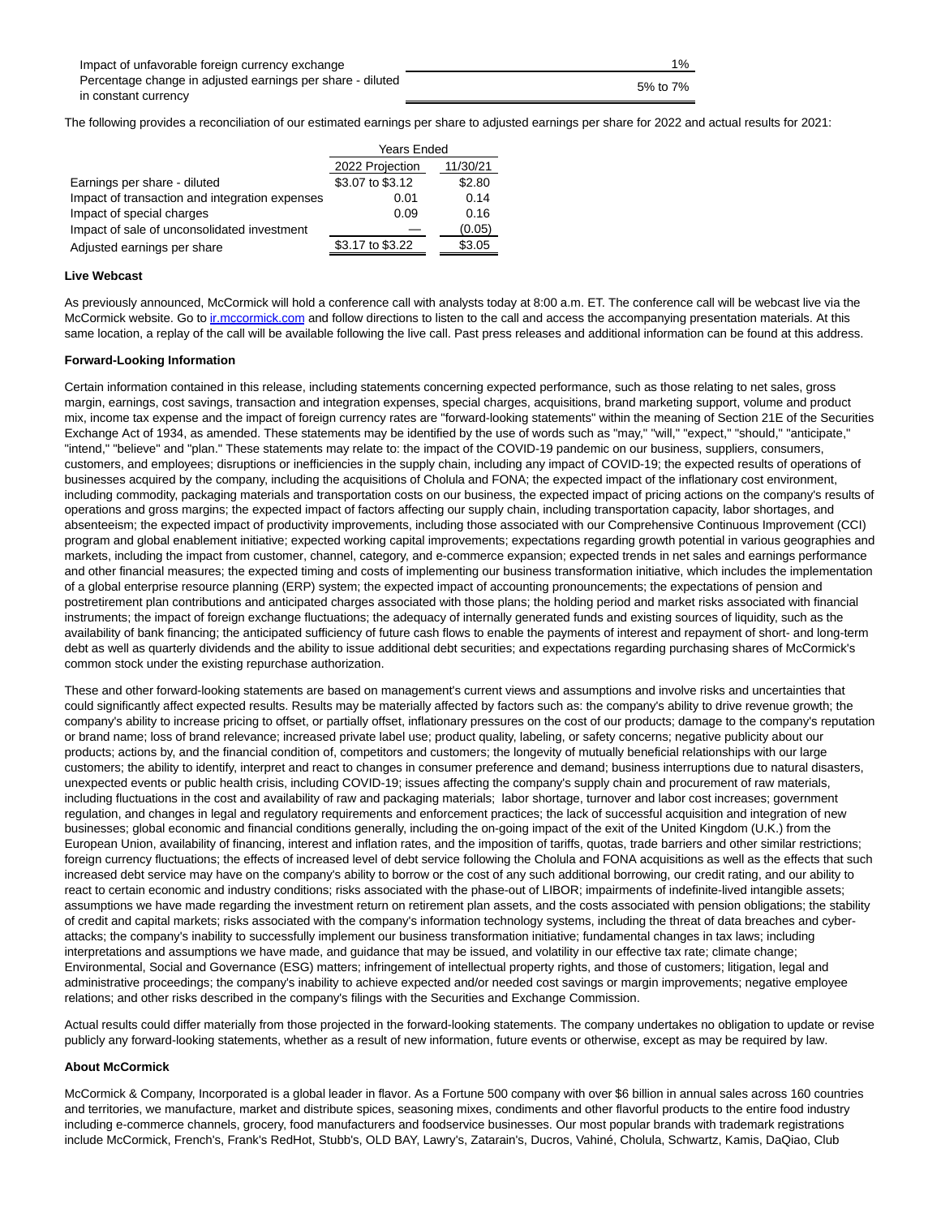| | |
|---|---|
| Impact of unfavorable foreign currency exchange | 1% |
| Percentage change in adjusted earnings per share - diluted in constant currency | 5% to 7% |

The following provides a reconciliation of our estimated earnings per share to adjusted earnings per share for 2022 and actual results for 2021:

| | Years Ended | |
|---|---|---|
| | 2022 Projection | 11/30/21 |
| Earnings per share - diluted | $3.07 to $3.12 | $2.80 |
| Impact of transaction and integration expenses | 0.01 | 0.14 |
| Impact of special charges | 0.09 | 0.16 |
| Impact of sale of unconsolidated investment | — | (0.05) |
| Adjusted earnings per share | $3.17 to $3.22 | $3.05 |

**Live Webcast**

As previously announced, McCormick will hold a conference call with analysts today at 8:00 a.m. ET. The conference call will be webcast live via the McCormick website. Go to ir.mccormick.com and follow directions to listen to the call and access the accompanying presentation materials. At this same location, a replay of the call will be available following the live call. Past press releases and additional information can be found at this address.

**Forward-Looking Information**

Certain information contained in this release, including statements concerning expected performance, such as those relating to net sales, gross margin, earnings, cost savings, transaction and integration expenses, special charges, acquisitions, brand marketing support, volume and product mix, income tax expense and the impact of foreign currency rates are "forward-looking statements" within the meaning of Section 21E of the Securities Exchange Act of 1934, as amended. These statements may be identified by the use of words such as "may," "will," "expect," "should," "anticipate," "intend," "believe" and "plan." These statements may relate to: the impact of the COVID-19 pandemic on our business, suppliers, consumers, customers, and employees; disruptions or inefficiencies in the supply chain, including any impact of COVID-19; the expected results of operations of businesses acquired by the company, including the acquisitions of Cholula and FONA; the expected impact of the inflationary cost environment, including commodity, packaging materials and transportation costs on our business, the expected impact of pricing actions on the company's results of operations and gross margins; the expected impact of factors affecting our supply chain, including transportation capacity, labor shortages, and absenteeism; the expected impact of productivity improvements, including those associated with our Comprehensive Continuous Improvement (CCI) program and global enablement initiative; expected working capital improvements; expectations regarding growth potential in various geographies and markets, including the impact from customer, channel, category, and e-commerce expansion; expected trends in net sales and earnings performance and other financial measures; the expected timing and costs of implementing our business transformation initiative, which includes the implementation of a global enterprise resource planning (ERP) system; the expected impact of accounting pronouncements; the expectations of pension and postretirement plan contributions and anticipated charges associated with those plans; the holding period and market risks associated with financial instruments; the impact of foreign exchange fluctuations; the adequacy of internally generated funds and existing sources of liquidity, such as the availability of bank financing; the anticipated sufficiency of future cash flows to enable the payments of interest and repayment of short- and long-term debt as well as quarterly dividends and the ability to issue additional debt securities; and expectations regarding purchasing shares of McCormick's common stock under the existing repurchase authorization.

These and other forward-looking statements are based on management's current views and assumptions and involve risks and uncertainties that could significantly affect expected results. Results may be materially affected by factors such as: the company's ability to drive revenue growth; the company's ability to increase pricing to offset, or partially offset, inflationary pressures on the cost of our products; damage to the company's reputation or brand name; loss of brand relevance; increased private label use; product quality, labeling, or safety concerns; negative publicity about our products; actions by, and the financial condition of, competitors and customers; the longevity of mutually beneficial relationships with our large customers; the ability to identify, interpret and react to changes in consumer preference and demand; business interruptions due to natural disasters, unexpected events or public health crisis, including COVID-19; issues affecting the company's supply chain and procurement of raw materials, including fluctuations in the cost and availability of raw and packaging materials; labor shortage, turnover and labor cost increases; government regulation, and changes in legal and regulatory requirements and enforcement practices; the lack of successful acquisition and integration of new businesses; global economic and financial conditions generally, including the on-going impact of the exit of the United Kingdom (U.K.) from the European Union, availability of financing, interest and inflation rates, and the imposition of tariffs, quotas, trade barriers and other similar restrictions; foreign currency fluctuations; the effects of increased level of debt service following the Cholula and FONA acquisitions as well as the effects that such increased debt service may have on the company's ability to borrow or the cost of any such additional borrowing, our credit rating, and our ability to react to certain economic and industry conditions; risks associated with the phase-out of LIBOR; impairments of indefinite-lived intangible assets; assumptions we have made regarding the investment return on retirement plan assets, and the costs associated with pension obligations; the stability of credit and capital markets; risks associated with the company's information technology systems, including the threat of data breaches and cyber-attacks; the company's inability to successfully implement our business transformation initiative; fundamental changes in tax laws; including interpretations and assumptions we have made, and guidance that may be issued, and volatility in our effective tax rate; climate change; Environmental, Social and Governance (ESG) matters; infringement of intellectual property rights, and those of customers; litigation, legal and administrative proceedings; the company's inability to achieve expected and/or needed cost savings or margin improvements; negative employee relations; and other risks described in the company's filings with the Securities and Exchange Commission.

Actual results could differ materially from those projected in the forward-looking statements. The company undertakes no obligation to update or revise publicly any forward-looking statements, whether as a result of new information, future events or otherwise, except as may be required by law.

**About McCormick**

McCormick & Company, Incorporated is a global leader in flavor. As a Fortune 500 company with over $6 billion in annual sales across 160 countries and territories, we manufacture, market and distribute spices, seasoning mixes, condiments and other flavorful products to the entire food industry including e-commerce channels, grocery, food manufacturers and foodservice businesses. Our most popular brands with trademark registrations include McCormick, French's, Frank's RedHot, Stubb's, OLD BAY, Lawry's, Zatarain's, Ducros, Vahiné, Cholula, Schwartz, Kamis, DaQiao, Club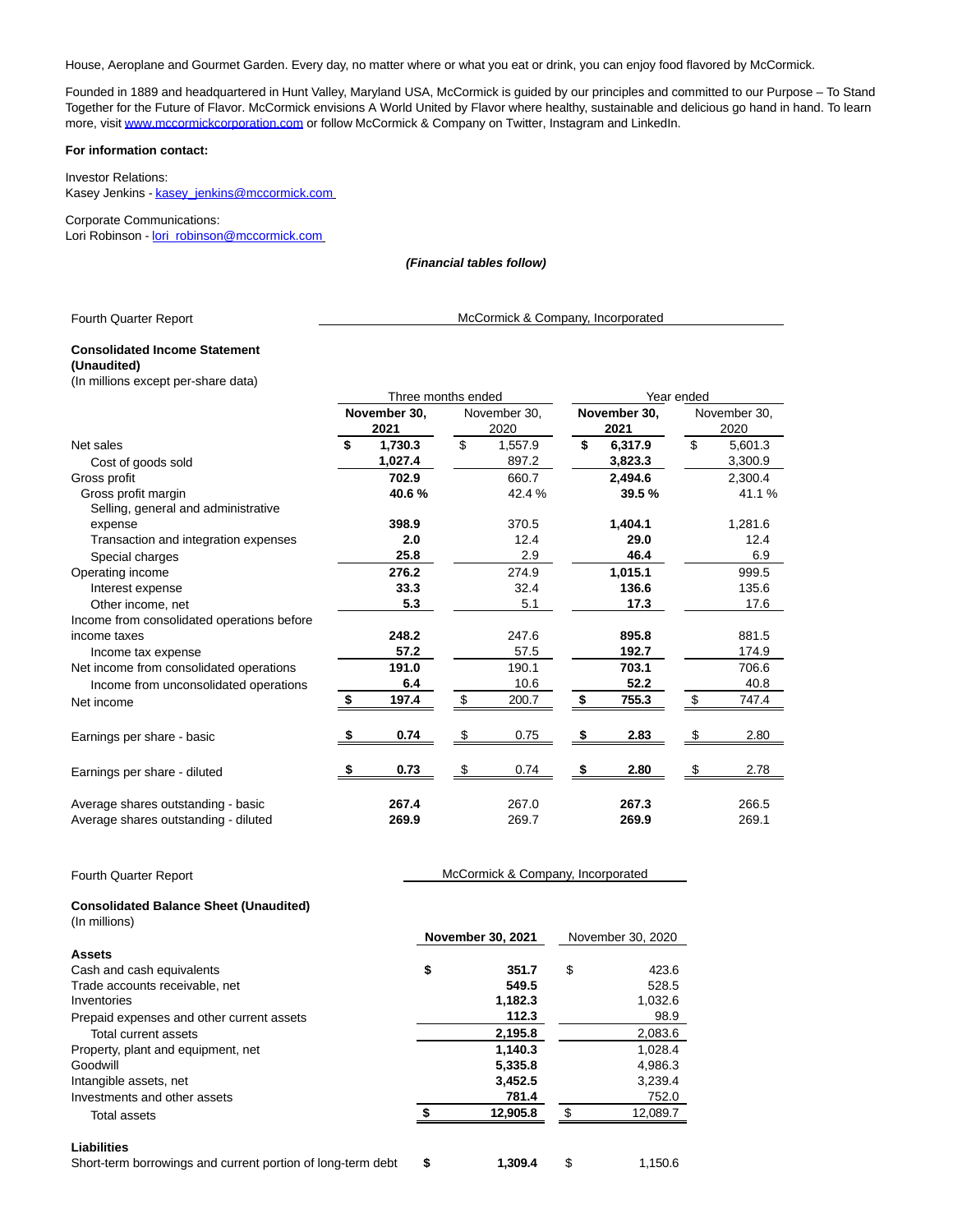House, Aeroplane and Gourmet Garden. Every day, no matter where or what you eat or drink, you can enjoy food flavored by McCormick.

Founded in 1889 and headquartered in Hunt Valley, Maryland USA, McCormick is guided by our principles and committed to our Purpose – To Stand Together for the Future of Flavor. McCormick envisions A World United by Flavor where healthy, sustainable and delicious go hand in hand. To learn more, visit www.mccormickcorporation.com or follow McCormick & Company on Twitter, Instagram and LinkedIn.

**For information contact:**

Investor Relations:
Kasey Jenkins - kasey_jenkins@mccormick.com

Corporate Communications:
Lori Robinson - lori_robinson@mccormick.com

***(Financial tables follow)***

Fourth Quarter Report — McCormick & Company, Incorporated

**Consolidated Income Statement**
**(Unaudited)**
(In millions except per-share data)

| | Three months ended | | Year ended | |
|---|---|---|---|---|
| | **November 30, 2021** | November 30, 2020 | **November 30, 2021** | November 30, 2020 |
| Net sales | **$ 1,730.3** | $ 1,557.9 | **$ 6,317.9** | $ 5,601.3 |
| Cost of goods sold | **1,027.4** | 897.2 | **3,823.3** | 3,300.9 |
| Gross profit | **702.9** | 660.7 | **2,494.6** | 2,300.4 |
| Gross profit margin | **40.6 %** | 42.4 % | **39.5 %** | 41.1 % |
| Selling, general and administrative expense | **398.9** | 370.5 | **1,404.1** | 1,281.6 |
| Transaction and integration expenses | **2.0** | 12.4 | **29.0** | 12.4 |
| Special charges | **25.8** | 2.9 | **46.4** | 6.9 |
| Operating income | **276.2** | 274.9 | **1,015.1** | 999.5 |
| Interest expense | **33.3** | 32.4 | **136.6** | 135.6 |
| Other income, net | **5.3** | 5.1 | **17.3** | 17.6 |
| Income from consolidated operations before income taxes | **248.2** | 247.6 | **895.8** | 881.5 |
| Income tax expense | **57.2** | 57.5 | **192.7** | 174.9 |
| Net income from consolidated operations | **191.0** | 190.1 | **703.1** | 706.6 |
| Income from unconsolidated operations | **6.4** | 10.6 | **52.2** | 40.8 |
| Net income | **$ 197.4** | $ 200.7 | **$ 755.3** | $ 747.4 |
| Earnings per share - basic | **$ 0.74** | $ 0.75 | **$ 2.83** | $ 2.80 |
| Earnings per share - diluted | **$ 0.73** | $ 0.74 | **$ 2.80** | $ 2.78 |
| Average shares outstanding - basic | **267.4** | 267.0 | **267.3** | 266.5 |
| Average shares outstanding - diluted | **269.9** | 269.7 | **269.9** | 269.1 |

Fourth Quarter Report — McCormick & Company, Incorporated

**Consolidated Balance Sheet (Unaudited)**
(In millions)

| | **November 30, 2021** | November 30, 2020 |
|---|---|---|
| **Assets** | | |
| Cash and cash equivalents | **$ 351.7** | $ 423.6 |
| Trade accounts receivable, net | **549.5** | 528.5 |
| Inventories | **1,182.3** | 1,032.6 |
| Prepaid expenses and other current assets | **112.3** | 98.9 |
| Total current assets | **2,195.8** | 2,083.6 |
| Property, plant and equipment, net | **1,140.3** | 1,028.4 |
| Goodwill | **5,335.8** | 4,986.3 |
| Intangible assets, net | **3,452.5** | 3,239.4 |
| Investments and other assets | **781.4** | 752.0 |
| Total assets | **$ 12,905.8** | $ 12,089.7 |
| **Liabilities** | | |
| Short-term borrowings and current portion of long-term debt | **$ 1,309.4** | $ 1,150.6 |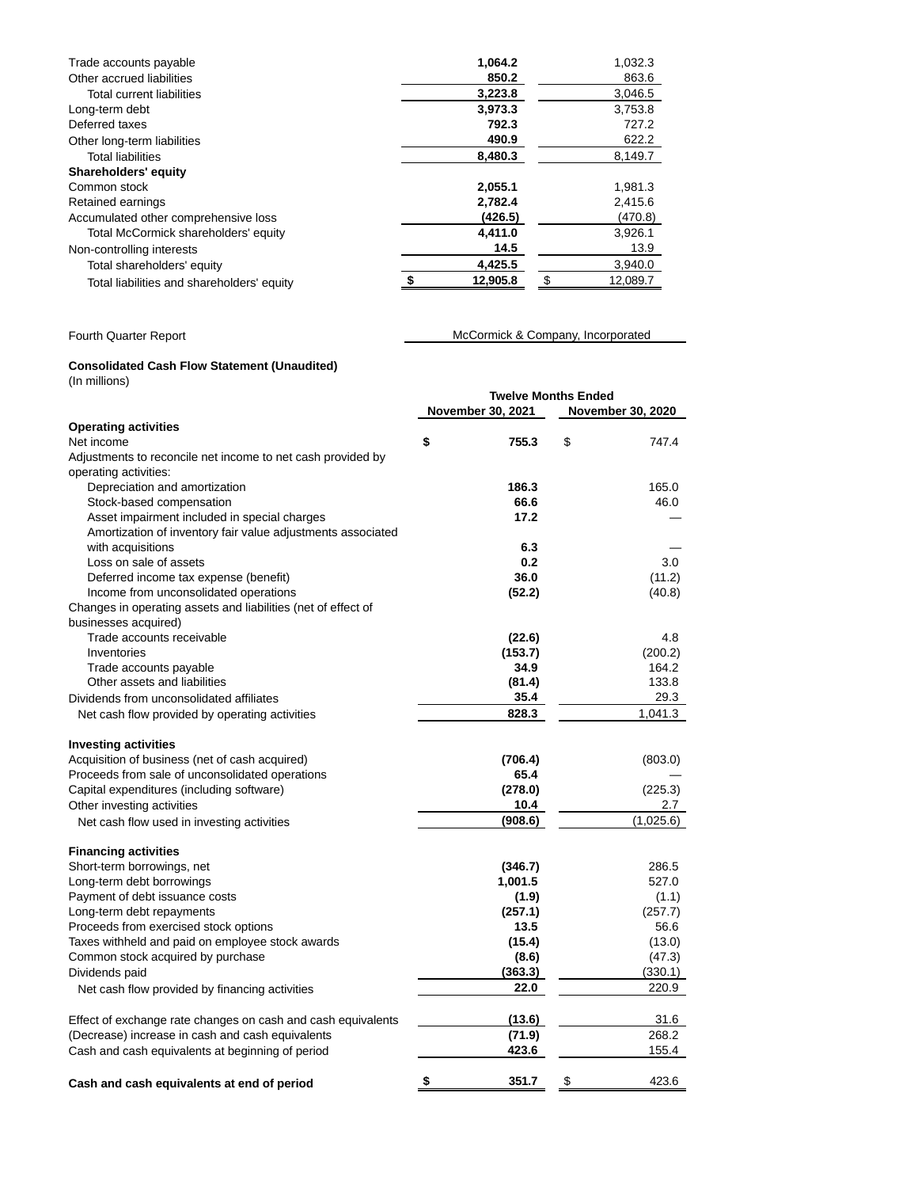| | | |
|---|---|---|
| Trade accounts payable | **1,064.2** | 1,032.3 |
| Other accrued liabilities | **850.2** | 863.6 |
| Total current liabilities | **3,223.8** | 3,046.5 |
| Long-term debt | **3,973.3** | 3,753.8 |
| Deferred taxes | **792.3** | 727.2 |
| Other long-term liabilities | **490.9** | 622.2 |
| Total liabilities | **8,480.3** | 8,149.7 |
| **Shareholders' equity** | | |
| Common stock | **2,055.1** | 1,981.3 |
| Retained earnings | **2,782.4** | 2,415.6 |
| Accumulated other comprehensive loss | **(426.5)** | (470.8) |
| Total McCormick shareholders' equity | **4,411.0** | 3,926.1 |
| Non-controlling interests | **14.5** | 13.9 |
| Total shareholders' equity | **4,425.5** | 3,940.0 |
| Total liabilities and shareholders' equity | **$ 12,905.8** | $ 12,089.7 |

Fourth Quarter Report McCormick & Company, Incorporated

**Consolidated Cash Flow Statement (Unaudited)**

(In millions)

| | Twelve Months Ended | |
|---|---|---|
| | **November 30, 2021** | **November 30, 2020** |
| **Operating activities** | | |
| Net income | **$ 755.3** | $ 747.4 |
| Adjustments to reconcile net income to net cash provided by operating activities: | | |
| Depreciation and amortization | **186.3** | 165.0 |
| Stock-based compensation | **66.6** | 46.0 |
| Asset impairment included in special charges | **17.2** | — |
| Amortization of inventory fair value adjustments associated with acquisitions | **6.3** | — |
| Loss on sale of assets | **0.2** | 3.0 |
| Deferred income tax expense (benefit) | **36.0** | (11.2) |
| Income from unconsolidated operations | **(52.2)** | (40.8) |
| Changes in operating assets and liabilities (net of effect of businesses acquired) | | |
| Trade accounts receivable | **(22.6)** | 4.8 |
| Inventories | **(153.7)** | (200.2) |
| Trade accounts payable | **34.9** | 164.2 |
| Other assets and liabilities | **(81.4)** | 133.8 |
| Dividends from unconsolidated affiliates | **35.4** | 29.3 |
| Net cash flow provided by operating activities | **828.3** | 1,041.3 |
| **Investing activities** | | |
| Acquisition of business (net of cash acquired) | **(706.4)** | (803.0) |
| Proceeds from sale of unconsolidated operations | **65.4** | — |
| Capital expenditures (including software) | **(278.0)** | (225.3) |
| Other investing activities | **10.4** | 2.7 |
| Net cash flow used in investing activities | **(908.6)** | (1,025.6) |
| **Financing activities** | | |
| Short-term borrowings, net | **(346.7)** | 286.5 |
| Long-term debt borrowings | **1,001.5** | 527.0 |
| Payment of debt issuance costs | **(1.9)** | (1.1) |
| Long-term debt repayments | **(257.1)** | (257.7) |
| Proceeds from exercised stock options | **13.5** | 56.6 |
| Taxes withheld and paid on employee stock awards | **(15.4)** | (13.0) |
| Common stock acquired by purchase | **(8.6)** | (47.3) |
| Dividends paid | **(363.3)** | (330.1) |
| Net cash flow provided by financing activities | **22.0** | 220.9 |
| Effect of exchange rate changes on cash and cash equivalents | **(13.6)** | 31.6 |
| (Decrease) increase in cash and cash equivalents | **(71.9)** | 268.2 |
| Cash and cash equivalents at beginning of period | **423.6** | 155.4 |
| **Cash and cash equivalents at end of period** | **$ 351.7** | $ 423.6 |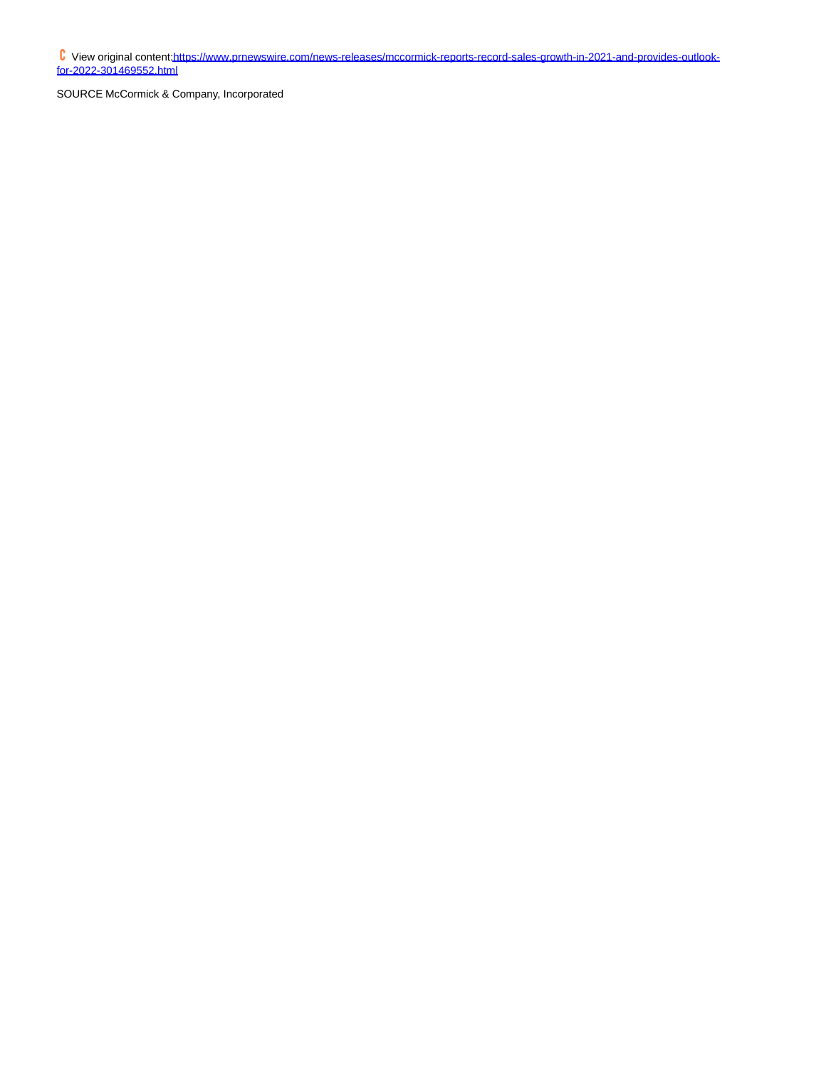View original content:https://www.prnewswire.com/news-releases/mccormick-reports-record-sales-growth-in-2021-and-provides-outlook-for-2022-301469552.html

SOURCE McCormick & Company, Incorporated